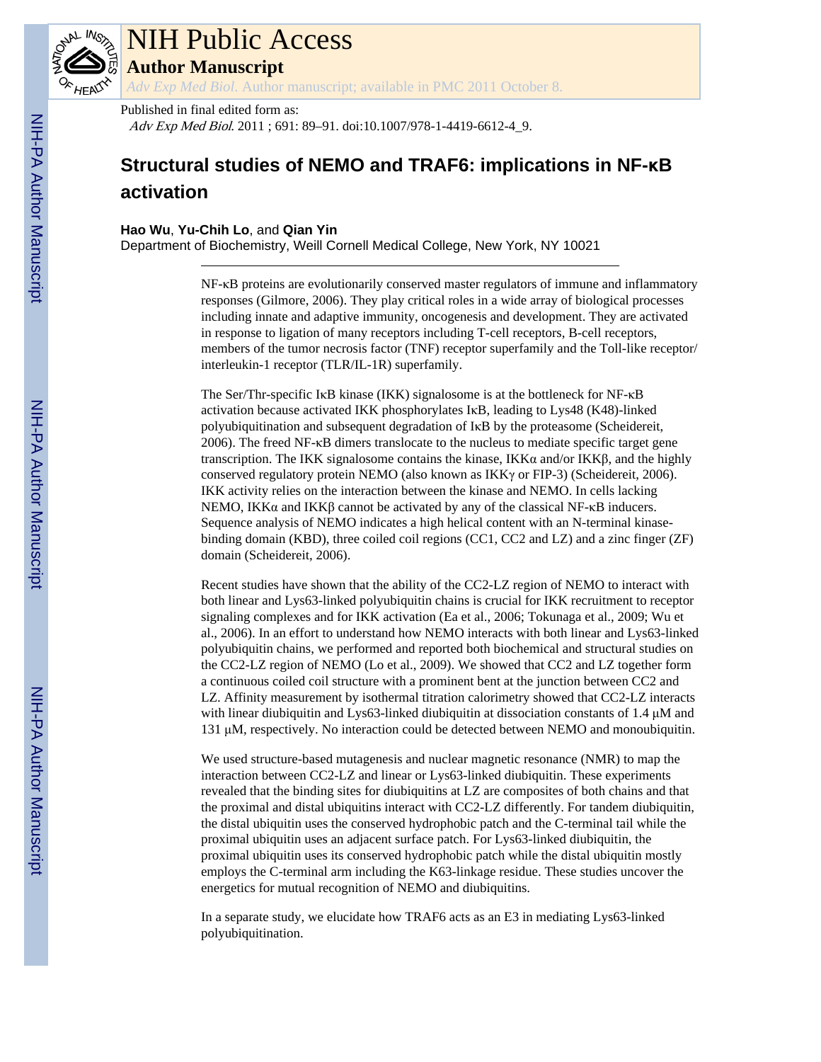Published in final edited form as:

*Adv Exp Med Biol*. 2011 ; 691: 89–91. doi:10.1007/978-1-4419-6612-4_9.

# Structural studies of NEMO and TRAF6: implications in NF-κB activation

**Hao Wu**, **Yu-Chih Lo**, and **Qian Yin**

Department of Biochemistry, Weill Cornell Medical College, New York, NY 10021

NF-κB proteins are evolutionarily conserved master regulators of immune and inflammatory responses (Gilmore, 2006). They play critical roles in a wide array of biological processes including innate and adaptive immunity, oncogenesis and development. They are activated in response to ligation of many receptors including T-cell receptors, B-cell receptors, members of the tumor necrosis factor (TNF) receptor superfamily and the Toll-like receptor/interleukin-1 receptor (TLR/IL-1R) superfamily.

The Ser/Thr-specific IκB kinase (IKK) signalosome is at the bottleneck for NF-κB activation because activated IKK phosphorylates IκB, leading to Lys48 (K48)-linked polyubiquitination and subsequent degradation of IκB by the proteasome (Scheidereit, 2006). The freed NF-κB dimers translocate to the nucleus to mediate specific target gene transcription. The IKK signalosome contains the kinase, IKKα and/or IKKβ, and the highly conserved regulatory protein NEMO (also known as IKKγ or FIP-3) (Scheidereit, 2006). IKK activity relies on the interaction between the kinase and NEMO. In cells lacking NEMO, IKKα and IKKβ cannot be activated by any of the classical NF-κB inducers. Sequence analysis of NEMO indicates a high helical content with an N-terminal kinase-binding domain (KBD), three coiled coil regions (CC1, CC2 and LZ) and a zinc finger (ZF) domain (Scheidereit, 2006).

Recent studies have shown that the ability of the CC2-LZ region of NEMO to interact with both linear and Lys63-linked polyubiquitin chains is crucial for IKK recruitment to receptor signaling complexes and for IKK activation (Ea et al., 2006; Tokunaga et al., 2009; Wu et al., 2006). In an effort to understand how NEMO interacts with both linear and Lys63-linked polyubiquitin chains, we performed and reported both biochemical and structural studies on the CC2-LZ region of NEMO (Lo et al., 2009). We showed that CC2 and LZ together form a continuous coiled coil structure with a prominent bent at the junction between CC2 and LZ. Affinity measurement by isothermal titration calorimetry showed that CC2-LZ interacts with linear diubiquitin and Lys63-linked diubiquitin at dissociation constants of 1.4 μM and 131 μM, respectively. No interaction could be detected between NEMO and monoubiquitin.

We used structure-based mutagenesis and nuclear magnetic resonance (NMR) to map the interaction between CC2-LZ and linear or Lys63-linked diubiquitin. These experiments revealed that the binding sites for diubiquitins at LZ are composites of both chains and that the proximal and distal ubiquitins interact with CC2-LZ differently. For tandem diubiquitin, the distal ubiquitin uses the conserved hydrophobic patch and the C-terminal tail while the proximal ubiquitin uses an adjacent surface patch. For Lys63-linked diubiquitin, the proximal ubiquitin uses its conserved hydrophobic patch while the distal ubiquitin mostly employs the C-terminal arm including the K63-linkage residue. These studies uncover the energetics for mutual recognition of NEMO and diubiquitins.

In a separate study, we elucidate how TRAF6 acts as an E3 in mediating Lys63-linked polyubiquitination.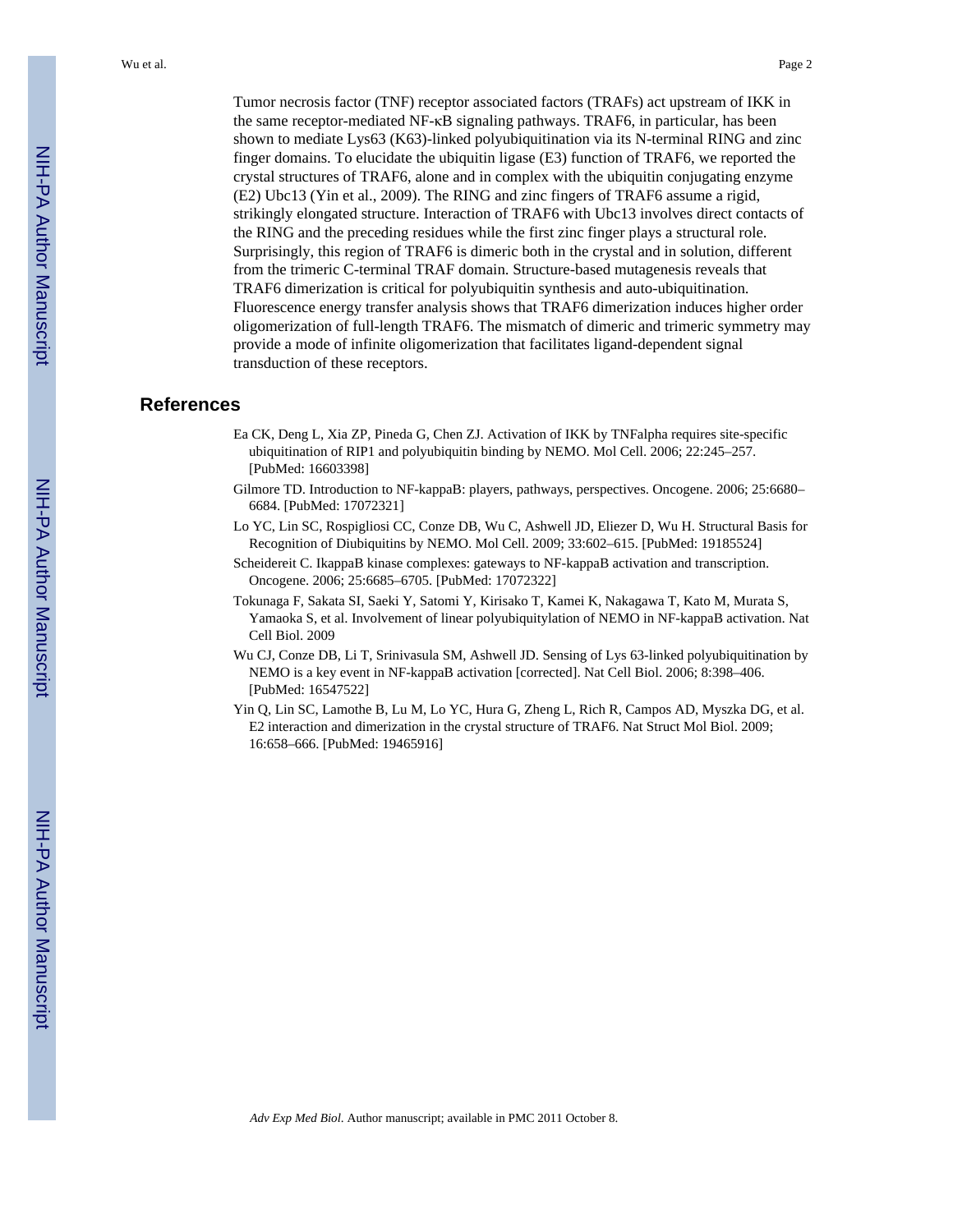Tumor necrosis factor (TNF) receptor associated factors (TRAFs) act upstream of IKK in the same receptor-mediated NF-κB signaling pathways. TRAF6, in particular, has been shown to mediate Lys63 (K63)-linked polyubiquitination via its N-terminal RING and zinc finger domains. To elucidate the ubiquitin ligase (E3) function of TRAF6, we reported the crystal structures of TRAF6, alone and in complex with the ubiquitin conjugating enzyme (E2) Ubc13 (Yin et al., 2009). The RING and zinc fingers of TRAF6 assume a rigid, strikingly elongated structure. Interaction of TRAF6 with Ubc13 involves direct contacts of the RING and the preceding residues while the first zinc finger plays a structural role. Surprisingly, this region of TRAF6 is dimeric both in the crystal and in solution, different from the trimeric C-terminal TRAF domain. Structure-based mutagenesis reveals that TRAF6 dimerization is critical for polyubiquitin synthesis and auto-ubiquitination. Fluorescence energy transfer analysis shows that TRAF6 dimerization induces higher order oligomerization of full-length TRAF6. The mismatch of dimeric and trimeric symmetry may provide a mode of infinite oligomerization that facilitates ligand-dependent signal transduction of these receptors.

## References

Ea CK, Deng L, Xia ZP, Pineda G, Chen ZJ. Activation of IKK by TNFalpha requires site-specific ubiquitination of RIP1 and polyubiquitin binding by NEMO. Mol Cell. 2006; 22:245–257. [PubMed: 16603398]

Gilmore TD. Introduction to NF-kappaB: players, pathways, perspectives. Oncogene. 2006; 25:6680–6684. [PubMed: 17072321]

Lo YC, Lin SC, Rospigliosi CC, Conze DB, Wu C, Ashwell JD, Eliezer D, Wu H. Structural Basis for Recognition of Diubiquitins by NEMO. Mol Cell. 2009; 33:602–615. [PubMed: 19185524]

Scheidereit C. IkappaB kinase complexes: gateways to NF-kappaB activation and transcription. Oncogene. 2006; 25:6685–6705. [PubMed: 17072322]

Tokunaga F, Sakata SI, Saeki Y, Satomi Y, Kirisako T, Kamei K, Nakagawa T, Kato M, Murata S, Yamaoka S, et al. Involvement of linear polyubiquitylation of NEMO in NF-kappaB activation. Nat Cell Biol. 2009

Wu CJ, Conze DB, Li T, Srinivasula SM, Ashwell JD. Sensing of Lys 63-linked polyubiquitination by NEMO is a key event in NF-kappaB activation [corrected]. Nat Cell Biol. 2006; 8:398–406. [PubMed: 16547522]

Yin Q, Lin SC, Lamothe B, Lu M, Lo YC, Hura G, Zheng L, Rich R, Campos AD, Myszka DG, et al. E2 interaction and dimerization in the crystal structure of TRAF6. Nat Struct Mol Biol. 2009; 16:658–666. [PubMed: 19465916]